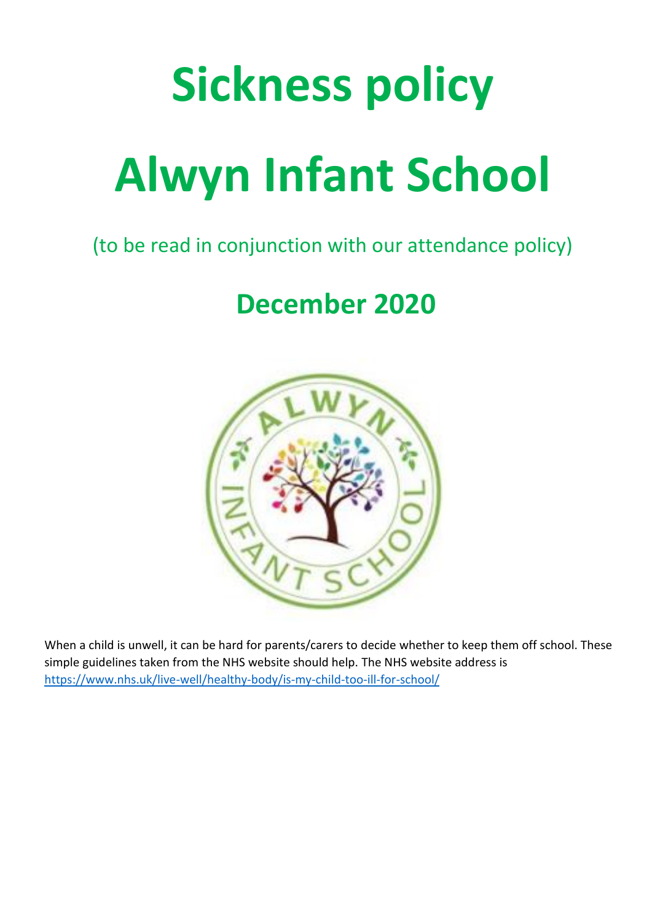# Sickness policy

# Alwyn Infant School

(to be read in conjunction with our attendance policy)

## December 2020

When a child is unwell, it can be hard for parents/carers to decide whether to keep them off school. These simple guidelines taken from the NHS website should help. The NHS website address is https://www.nhs.uk/live-well/healthy-body/is-my-child-too-ill-for-school/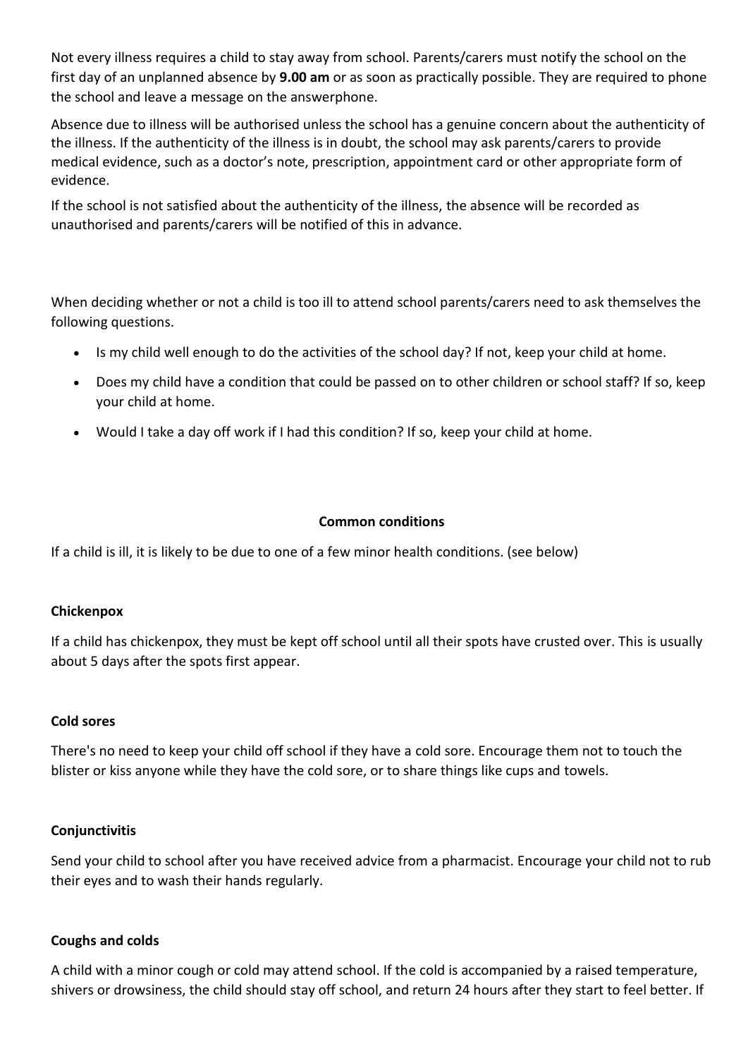Not every illness requires a child to stay away from school. Parents/carers must notify the school on the first day of an unplanned absence by **9.00 am** or as soon as practically possible. They are required to phone the school and leave a message on the answerphone.

Absence due to illness will be authorised unless the school has a genuine concern about the authenticity of the illness. If the authenticity of the illness is in doubt, the school may ask parents/carers to provide medical evidence, such as a doctor's note, prescription, appointment card or other appropriate form of evidence.

If the school is not satisfied about the authenticity of the illness, the absence will be recorded as unauthorised and parents/carers will be notified of this in advance.

When deciding whether or not a child is too ill to attend school parents/carers need to ask themselves the following questions.

- Is my child well enough to do the activities of the school day? If not, keep your child at home.
- Does my child have a condition that could be passed on to other children or school staff? If so, keep your child at home.
- Would I take a day off work if I had this condition? If so, keep your child at home.

## Common conditions

If a child is ill, it is likely to be due to one of a few minor health conditions. (see below)

### Chickenpox

If a child has chickenpox, they must be kept off school until all their spots have crusted over. This is usually about 5 days after the spots first appear.

### Cold sores

There's no need to keep your child off school if they have a cold sore. Encourage them not to touch the blister or kiss anyone while they have the cold sore, or to share things like cups and towels.

### Conjunctivitis

Send your child to school after you have received advice from a pharmacist. Encourage your child not to rub their eyes and to wash their hands regularly.

### Coughs and colds

A child with a minor cough or cold may attend school. If the cold is accompanied by a raised temperature, shivers or drowsiness, the child should stay off school, and return 24 hours after they start to feel better. If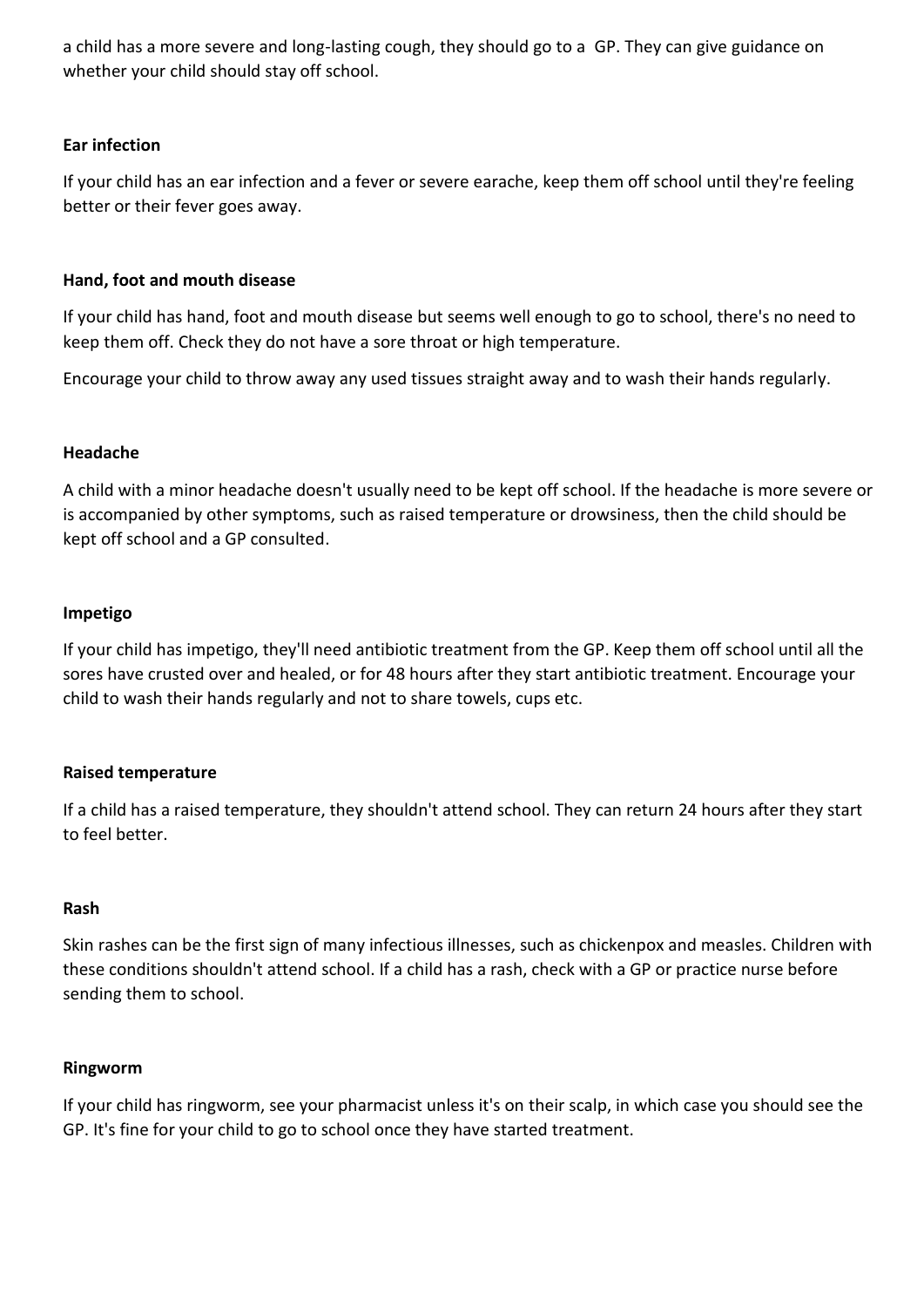a child has a more severe and long-lasting cough, they should go to a GP. They can give guidance on whether your child should stay off school.

**Ear infection**

If your child has an ear infection and a fever or severe earache, keep them off school until they're feeling better or their fever goes away.

**Hand, foot and mouth disease**

If your child has hand, foot and mouth disease but seems well enough to go to school, there's no need to keep them off. Check they do not have a sore throat or high temperature.

Encourage your child to throw away any used tissues straight away and to wash their hands regularly.

**Headache**

A child with a minor headache doesn't usually need to be kept off school. If the headache is more severe or is accompanied by other symptoms, such as raised temperature or drowsiness, then the child should be kept off school and a GP consulted.

**Impetigo**

If your child has impetigo, they'll need antibiotic treatment from the GP. Keep them off school until all the sores have crusted over and healed, or for 48 hours after they start antibiotic treatment. Encourage your child to wash their hands regularly and not to share towels, cups etc.

**Raised temperature**

If a child has a raised temperature, they shouldn't attend school. They can return 24 hours after they start to feel better.

**Rash**

Skin rashes can be the first sign of many infectious illnesses, such as chickenpox and measles. Children with these conditions shouldn't attend school. If a child has a rash, check with a GP or practice nurse before sending them to school.

**Ringworm**

If your child has ringworm, see your pharmacist unless it's on their scalp, in which case you should see the GP. It's fine for your child to go to school once they have started treatment.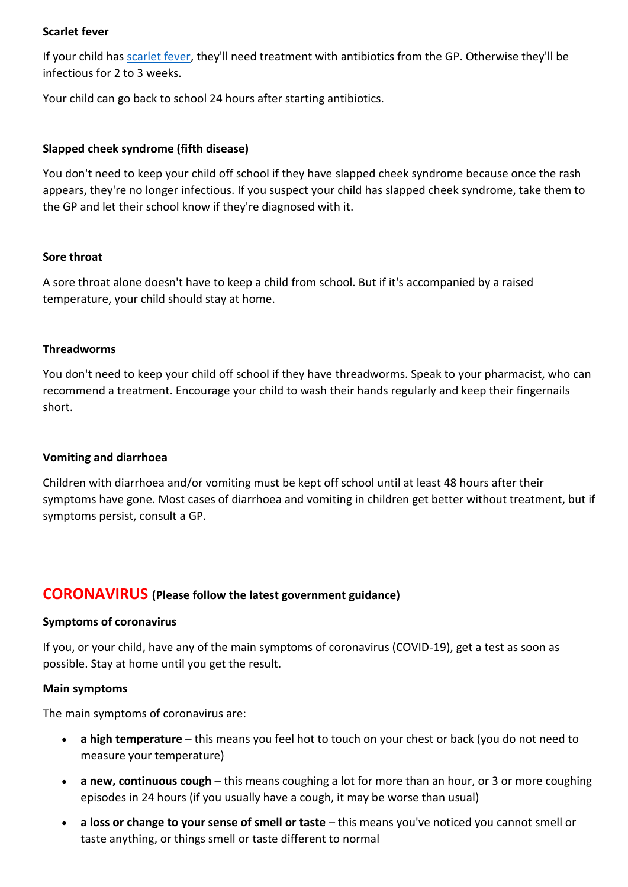### Scarlet fever

If your child has [scarlet fever](), they'll need treatment with antibiotics from the GP. Otherwise they'll be infectious for 2 to 3 weeks.

Your child can go back to school 24 hours after starting antibiotics.

### Slapped cheek syndrome (fifth disease)

You don't need to keep your child off school if they have slapped cheek syndrome because once the rash appears, they're no longer infectious. If you suspect your child has slapped cheek syndrome, take them to the GP and let their school know if they're diagnosed with it.

### Sore throat

A sore throat alone doesn't have to keep a child from school. But if it's accompanied by a raised temperature, your child should stay at home.

### Threadworms

You don't need to keep your child off school if they have threadworms. Speak to your pharmacist, who can recommend a treatment. Encourage your child to wash their hands regularly and keep their fingernails short.

### Vomiting and diarrhoea

Children with diarrhoea and/or vomiting must be kept off school until at least 48 hours after their symptoms have gone. Most cases of diarrhoea and vomiting in children get better without treatment, but if symptoms persist, consult a GP.

## CORONAVIRUS (Please follow the latest government guidance)

### Symptoms of coronavirus

If you, or your child, have any of the main symptoms of coronavirus (COVID-19), get a test as soon as possible. Stay at home until you get the result.

### Main symptoms

The main symptoms of coronavirus are:

- **a high temperature** – this means you feel hot to touch on your chest or back (you do not need to measure your temperature)
- **a new, continuous cough** – this means coughing a lot for more than an hour, or 3 or more coughing episodes in 24 hours (if you usually have a cough, it may be worse than usual)
- **a loss or change to your sense of smell or taste** – this means you've noticed you cannot smell or taste anything, or things smell or taste different to normal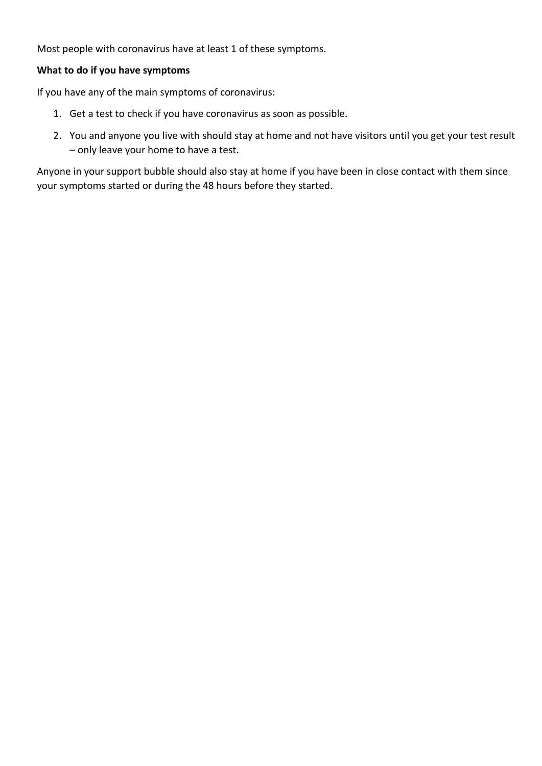Most people with coronavirus have at least 1 of these symptoms.

**What to do if you have symptoms**

If you have any of the main symptoms of coronavirus:

1. Get a test to check if you have coronavirus as soon as possible.
2. You and anyone you live with should stay at home and not have visitors until you get your test result – only leave your home to have a test.

Anyone in your support bubble should also stay at home if you have been in close contact with them since your symptoms started or during the 48 hours before they started.